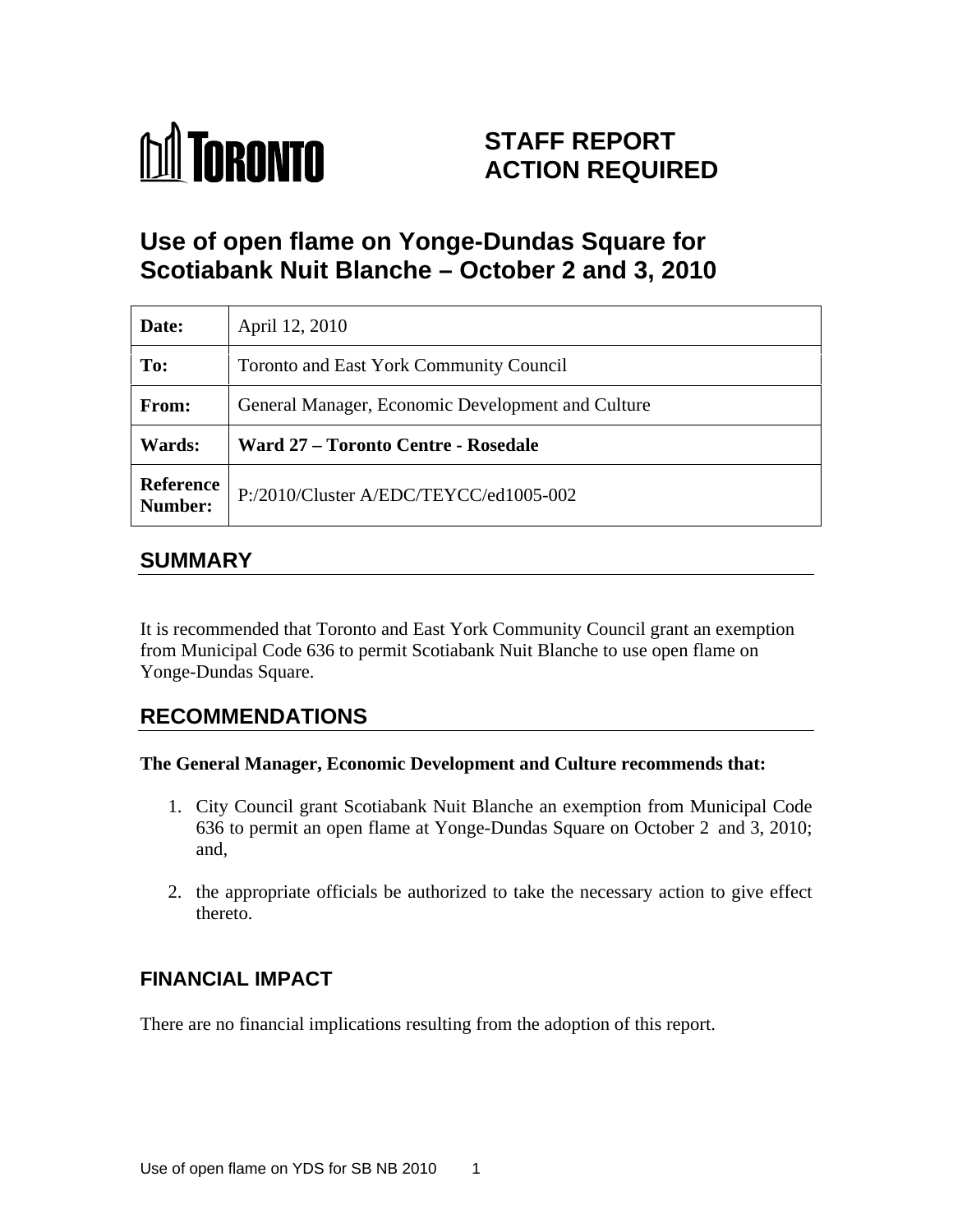# TORONTO

# STAFF REPORT ACTION REQUIRED

# Use of open flame on Yonge-Dundas Square for Scotiabank Nuit Blanche – October 2 and 3, 2010

| | |
|---|---|
| **Date:** | April 12, 2010 |
| **To:** | Toronto and East York Community Council |
| **From:** | General Manager, Economic Development and Culture |
| **Wards:** | **Ward 27 – Toronto Centre - Rosedale** |
| **Reference Number:** | P:/2010/Cluster A/EDC/TEYCC/ed1005-002 |

## SUMMARY

It is recommended that Toronto and East York Community Council grant an exemption from Municipal Code 636 to permit Scotiabank Nuit Blanche to use open flame on Yonge-Dundas Square.

## RECOMMENDATIONS

**The General Manager, Economic Development and Culture recommends that:**

1. City Council grant Scotiabank Nuit Blanche an exemption from Municipal Code 636 to permit an open flame at Yonge-Dundas Square on October 2 and 3, 2010; and,
2. the appropriate officials be authorized to take the necessary action to give effect thereto.

## FINANCIAL IMPACT

There are no financial implications resulting from the adoption of this report.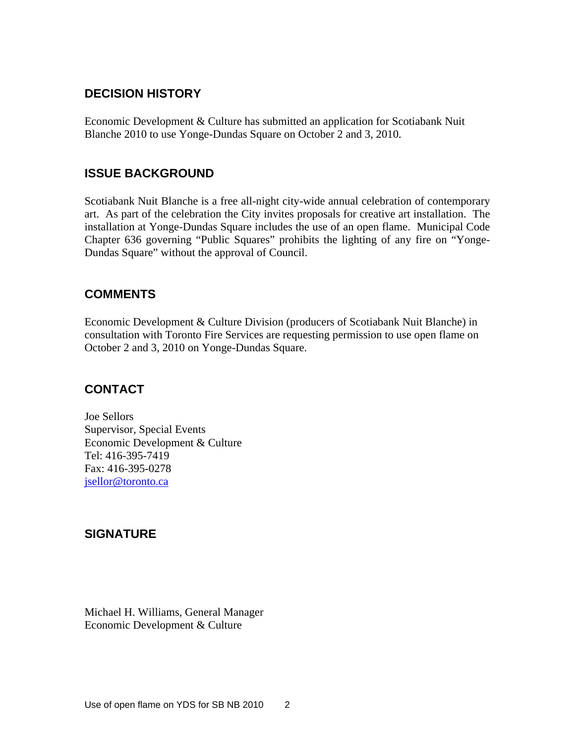## DECISION HISTORY

Economic Development & Culture has submitted an application for Scotiabank Nuit Blanche 2010 to use Yonge-Dundas Square on October 2 and 3, 2010.

## ISSUE BACKGROUND

Scotiabank Nuit Blanche is a free all-night city-wide annual celebration of contemporary art. As part of the celebration the City invites proposals for creative art installation. The installation at Yonge-Dundas Square includes the use of an open flame. Municipal Code Chapter 636 governing "Public Squares" prohibits the lighting of any fire on "Yonge-Dundas Square" without the approval of Council.

## COMMENTS

Economic Development & Culture Division (producers of Scotiabank Nuit Blanche) in consultation with Toronto Fire Services are requesting permission to use open flame on October 2 and 3, 2010 on Yonge-Dundas Square.

## CONTACT

Joe Sellors
Supervisor, Special Events
Economic Development & Culture
Tel: 416-395-7419
Fax: 416-395-0278
jsellor@toronto.ca

## SIGNATURE

Michael H. Williams, General Manager
Economic Development & Culture